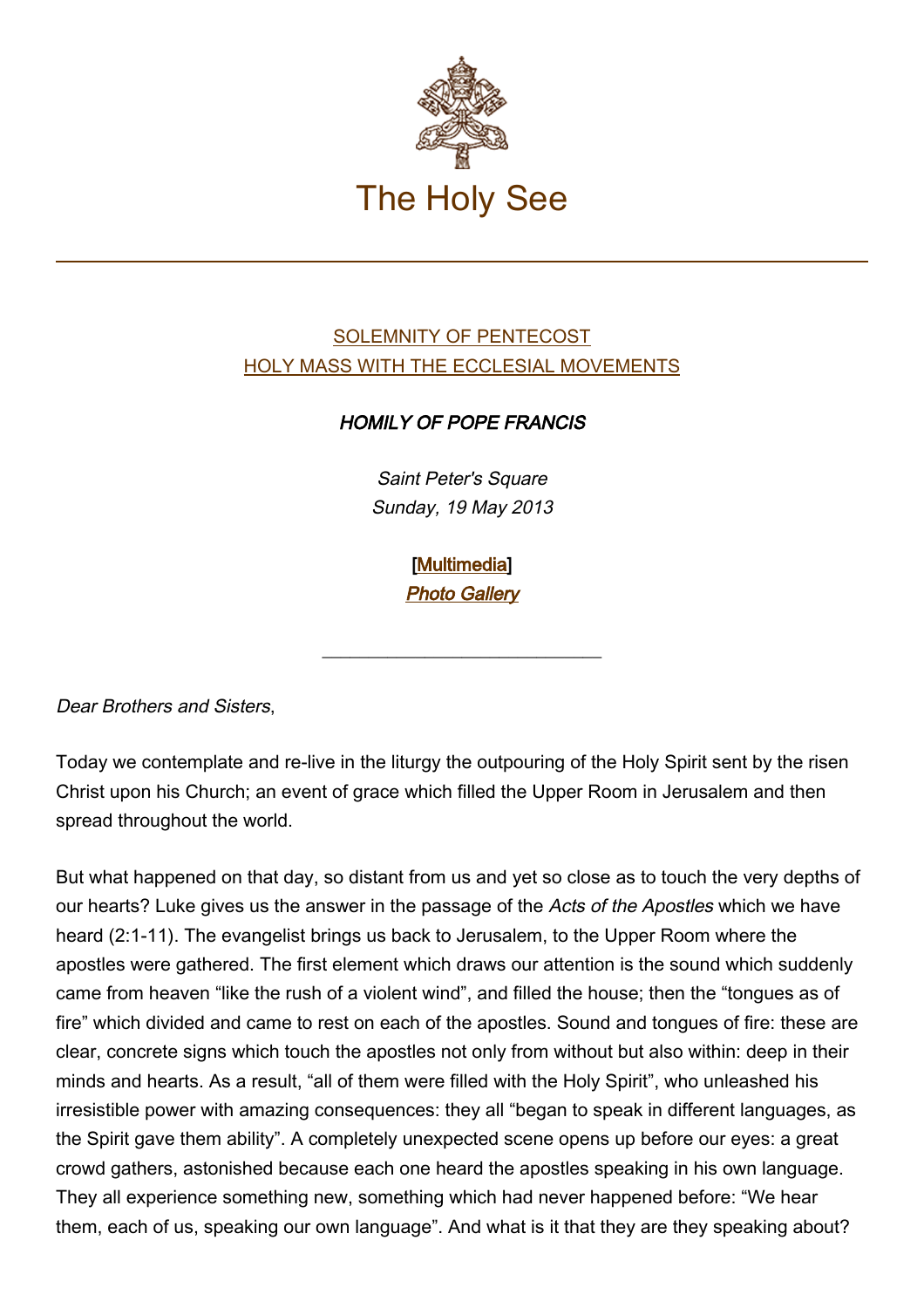# The Holy See

## SOLEMNITY OF PENTECOST
## HOLY MASS WITH THE ECCLESIAL MOVEMENTS

### *HOMILY OF POPE FRANCIS*

*Saint Peter's Square*
*Sunday, 19 May 2013*

**[Multimedia]**
***Photo Gallery***

---

*Dear Brothers and Sisters*,

Today we contemplate and re-live in the liturgy the outpouring of the Holy Spirit sent by the risen Christ upon his Church; an event of grace which filled the Upper Room in Jerusalem and then spread throughout the world.

But what happened on that day, so distant from us and yet so close as to touch the very depths of our hearts? Luke gives us the answer in the passage of the *Acts of the Apostles* which we have heard (2:1-11). The evangelist brings us back to Jerusalem, to the Upper Room where the apostles were gathered. The first element which draws our attention is the sound which suddenly came from heaven "like the rush of a violent wind", and filled the house; then the "tongues as of fire" which divided and came to rest on each of the apostles. Sound and tongues of fire: these are clear, concrete signs which touch the apostles not only from without but also within: deep in their minds and hearts. As a result, "all of them were filled with the Holy Spirit", who unleashed his irresistible power with amazing consequences: they all "began to speak in different languages, as the Spirit gave them ability". A completely unexpected scene opens up before our eyes: a great crowd gathers, astonished because each one heard the apostles speaking in his own language. They all experience something new, something which had never happened before: "We hear them, each of us, speaking our own language". And what is it that they are they speaking about?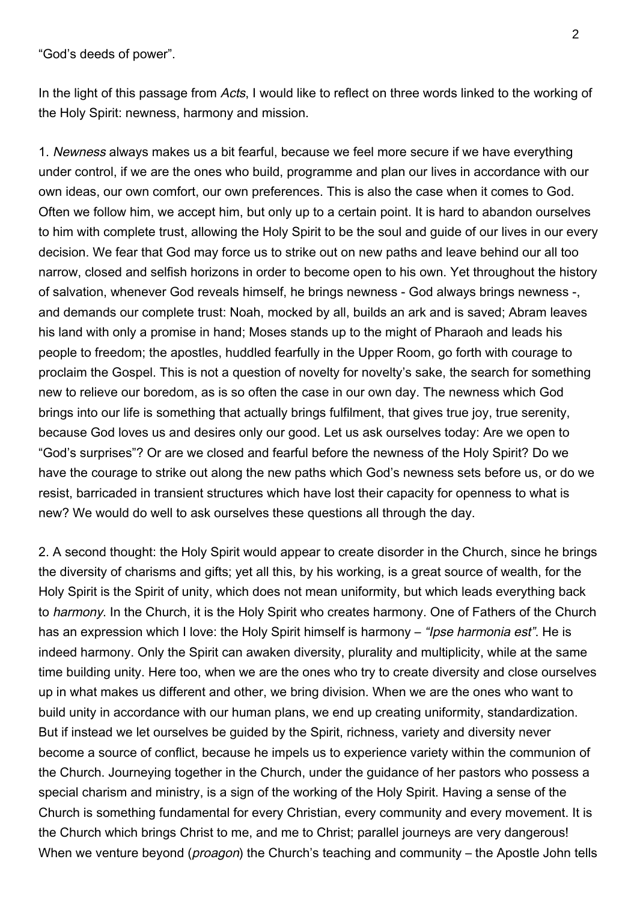"God's deeds of power".

In the light of this passage from *Acts*, I would like to reflect on three words linked to the working of the Holy Spirit: newness, harmony and mission.

1. *Newness* always makes us a bit fearful, because we feel more secure if we have everything under control, if we are the ones who build, programme and plan our lives in accordance with our own ideas, our own comfort, our own preferences. This is also the case when it comes to God. Often we follow him, we accept him, but only up to a certain point. It is hard to abandon ourselves to him with complete trust, allowing the Holy Spirit to be the soul and guide of our lives in our every decision. We fear that God may force us to strike out on new paths and leave behind our all too narrow, closed and selfish horizons in order to become open to his own. Yet throughout the history of salvation, whenever God reveals himself, he brings newness - God always brings newness -, and demands our complete trust: Noah, mocked by all, builds an ark and is saved; Abram leaves his land with only a promise in hand; Moses stands up to the might of Pharaoh and leads his people to freedom; the apostles, huddled fearfully in the Upper Room, go forth with courage to proclaim the Gospel. This is not a question of novelty for novelty's sake, the search for something new to relieve our boredom, as is so often the case in our own day. The newness which God brings into our life is something that actually brings fulfilment, that gives true joy, true serenity, because God loves us and desires only our good. Let us ask ourselves today: Are we open to "God's surprises"? Or are we closed and fearful before the newness of the Holy Spirit? Do we have the courage to strike out along the new paths which God's newness sets before us, or do we resist, barricaded in transient structures which have lost their capacity for openness to what is new? We would do well to ask ourselves these questions all through the day.

2. A second thought: the Holy Spirit would appear to create disorder in the Church, since he brings the diversity of charisms and gifts; yet all this, by his working, is a great source of wealth, for the Holy Spirit is the Spirit of unity, which does not mean uniformity, but which leads everything back to *harmony*. In the Church, it is the Holy Spirit who creates harmony. One of Fathers of the Church has an expression which I love: the Holy Spirit himself is harmony – *"Ipse harmonia est"*. He is indeed harmony. Only the Spirit can awaken diversity, plurality and multiplicity, while at the same time building unity. Here too, when we are the ones who try to create diversity and close ourselves up in what makes us different and other, we bring division. When we are the ones who want to build unity in accordance with our human plans, we end up creating uniformity, standardization. But if instead we let ourselves be guided by the Spirit, richness, variety and diversity never become a source of conflict, because he impels us to experience variety within the communion of the Church. Journeying together in the Church, under the guidance of her pastors who possess a special charism and ministry, is a sign of the working of the Holy Spirit. Having a sense of the Church is something fundamental for every Christian, every community and every movement. It is the Church which brings Christ to me, and me to Christ; parallel journeys are very dangerous! When we venture beyond (*proagon*) the Church's teaching and community – the Apostle John tells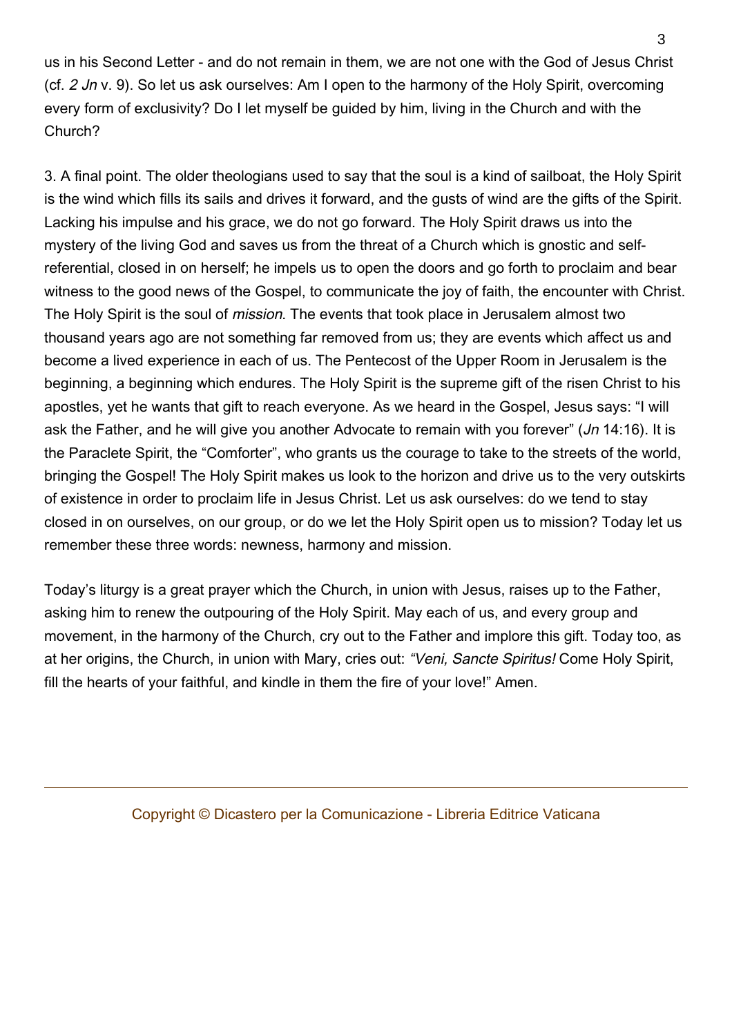us in his Second Letter - and do not remain in them, we are not one with the God of Jesus Christ (cf. *2 Jn* v. 9). So let us ask ourselves: Am I open to the harmony of the Holy Spirit, overcoming every form of exclusivity? Do I let myself be guided by him, living in the Church and with the Church?

3. A final point. The older theologians used to say that the soul is a kind of sailboat, the Holy Spirit is the wind which fills its sails and drives it forward, and the gusts of wind are the gifts of the Spirit. Lacking his impulse and his grace, we do not go forward. The Holy Spirit draws us into the mystery of the living God and saves us from the threat of a Church which is gnostic and self-referential, closed in on herself; he impels us to open the doors and go forth to proclaim and bear witness to the good news of the Gospel, to communicate the joy of faith, the encounter with Christ. The Holy Spirit is the soul of *mission*. The events that took place in Jerusalem almost two thousand years ago are not something far removed from us; they are events which affect us and become a lived experience in each of us. The Pentecost of the Upper Room in Jerusalem is the beginning, a beginning which endures. The Holy Spirit is the supreme gift of the risen Christ to his apostles, yet he wants that gift to reach everyone. As we heard in the Gospel, Jesus says: "I will ask the Father, and he will give you another Advocate to remain with you forever" (*Jn* 14:16). It is the Paraclete Spirit, the "Comforter", who grants us the courage to take to the streets of the world, bringing the Gospel! The Holy Spirit makes us look to the horizon and drive us to the very outskirts of existence in order to proclaim life in Jesus Christ. Let us ask ourselves: do we tend to stay closed in on ourselves, on our group, or do we let the Holy Spirit open us to mission? Today let us remember these three words: newness, harmony and mission.

Today's liturgy is a great prayer which the Church, in union with Jesus, raises up to the Father, asking him to renew the outpouring of the Holy Spirit. May each of us, and every group and movement, in the harmony of the Church, cry out to the Father and implore this gift. Today too, as at her origins, the Church, in union with Mary, cries out: *"Veni, Sancte Spiritus!* Come Holy Spirit, fill the hearts of your faithful, and kindle in them the fire of your love!" Amen.

---

Copyright © Dicastero per la Comunicazione - Libreria Editrice Vaticana